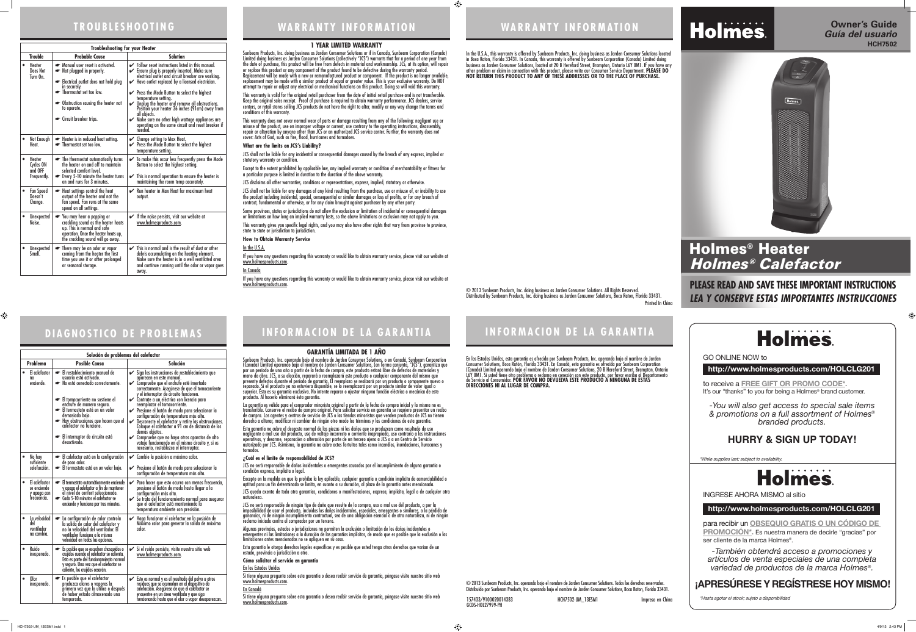# TROUBLESHOOTING

| Troubleshooting for your Heater | | |
|---|---|---|
| **Trouble** | **Probable Cause** | **Solution** |
| • Heater Does Not Turn On. | ☛ Manual user reset is activated.<br>☛ Not plugged in properly.<br>☛ Electrical outlet does not hold plug in securely.<br>☛ Thermostat set too low.<br>☛ Obstruction causing the heater not to operate.<br>☛ Circuit breaker trips. | ✔ Follow reset instructions listed in this manual.<br>✔ Ensure plug is properly inserted. Make sure electrical outlet and circuit breaker are working.<br>✔ Have outlet replaced by a licensed electrician.<br>✔ Press the Mode Button to select the highest temperature setting.<br>✔ Unplug the heater and remove all obstructions. Position your heater 36 inches (91cm) away from all objects.<br>✔ Make sure no other high wattage appliances are operating on the same circuit and reset breaker if needed. |
| • Not Enough Heat. | ☛ Heater is in reduced heat setting.<br>☛ Thermostat set too low. | ✔ Change setting to Max Heat.<br>✔ Press the Mode Button to select the highest temperature setting. |
| • Heater Cycles ON and OFF Frequently. | ☛ The thermostat automatically turns the heater on and off to maintain selected comfort level.<br>☛ Every 5-10 minute the heater turns on and runs for 3 minutes. | ✔ To make this occur less frequently press the Mode Button to select the highest setting.<br>✔ This is normal operation to ensure the heater is maintaining the room temp accurately. |
| • Fan Speed Doesn't Change. | ☛ Heat settings control the heat output of the heater and not the fan speed. Fan runs at the same speed on all settings. | ✔ Run heater in Max Heat for maximum heat output. |
| • Unexpected Noise. | ☛ You may hear a popping or crackling sound as the heater heats up. This is normal and safe operation. Once the heater heats up, the crackling sound will go away. | ✔ If the noise persists, visit our website at www.holmesproducts.com. |
| • Unexpected Smell. | ☛ There may be an odor or vapor coming from the heater the first time you use it or after prolonged or seasonal storage. | ✔ This is normal and is the result of dust or other debris accumulating on the heating element. Make sure the heater is in a well ventilated area and continue running until the odor or vapor goes away. |

# WARRANTY INFORMATION

## 1 YEAR LIMITED WARRANTY

Sunbeam Products, Inc. doing business as Jarden Consumer Solutions or if in Canada, Sunbeam Corporation (Canada) Limited doing business as Jarden Consumer Solutions (collectively "JCS") warrants that for a period of one year from the date of purchase, this product will be free from defects in material and workmanship. JCS, at its option, will repair or replace this product or any component of the product found to be defective during the warranty period. Replacement will be made with a new or remanufactured product or component. If the product is no longer available, replacement may be made with a similar product of equal or greater value. This is your exclusive warranty. Do NOT attempt to repair or adjust any electrical or mechanical functions on this product. Doing so will void this warranty.

This warranty is valid for the original retail purchaser from the date of initial retail purchase and is not transferable. Keep the original sales receipt. Proof of purchase is required to obtain warranty performance. JCS dealers, service centers, or retail stores selling JCS products do not have the right to alter, modify or any way change the terms and conditions of this warranty.

This warranty does not cover normal wear of parts or damage resulting from any of the following: negligent use or misuse of the product, use on improper voltage or current, use contrary to the operating instructions, disassembly, repair or alteration by anyone other than JCS or an authorized JCS service center. Further, the warranty does not cover: Acts of God, such as fire, flood, hurricanes and tornadoes.

**What are the limits on JCS's Liability?**

JCS shall not be liable for any incidental or consequential damages caused by the breach of any express, implied or statutory warranty or condition.

Except to the extent prohibited by applicable law, any implied warranty or condition of merchantability or fitness for a particular purpose is limited in duration to the duration of the above warranty.

JCS disclaims all other warranties, conditions or representations, express, implied, statutory or otherwise.

JCS shall not be liable for any damages of any kind resulting from the purchase, use or misuse of, or inability to use the product including incidental, special, consequential or similar damages or loss of profits, or for any breach of contract, fundamental or otherwise, or for any claim brought against purchaser by any other party.

Some provinces, states or jurisdictions do not allow the exclusion or limitation of incidental or consequential damages or limitations on how long an implied warranty lasts, so the above limitations or exclusion may not apply to you.

This warranty gives you specific legal rights, and you may also have other rights that vary from province to province, state to state or jurisdiction to jurisdiction.

**How to Obtain Warranty Service**

In the U.S.A.

If you have any questions regarding this warranty or would like to obtain warranty service, please visit our website at www.holmesproducts.com.

In Canada

If you have any questions regarding this warranty or would like to obtain warranty service, please visit our website at www.holmesproducts.com.

In the U.S.A., this warranty is offered by Sunbeam Products, Inc. doing business as Jarden Consumer Solutions located in Boca Raton, Florida 33431. In Canada, this warranty is offered by Sunbeam Corporation (Canada) Limited doing business as Jarden Consumer Solutions, located at 20 B Hereford Street, Brampton, Ontario L6Y 0M1. If you have any other problem or claim in connection with this product, please write our Consumer Service Department. **PLEASE DO NOT RETURN THIS PRODUCT TO ANY OF THESE ADDRESSES OR TO THE PLACE OF PURCHASE.**

© 2013 Sunbeam Products, Inc. doing business as Jarden Consumer Solutions. All Rights Reserved.
Distributed by Sunbeam Products, Inc. doing business as Jarden Consumer Solutions, Boca Raton, Florida 33431.

Printed In China

# Holmes.

**Owner's Guide**
***Guía del usuario***
**HCH7502**

# Holmes® Heater
# *Holmes® Calefactor*

**PLEASE READ AND SAVE THESE IMPORTANT INSTRUCTIONS**
***LEA Y CONSERVE ESTAS IMPORTANTES INSTRUCCIONES***

# DIAGNOSTICO DE PROBLEMAS

| Solución de problemas del calefactor | | |
|---|---|---|
| **Problema** | **Posible Causa** | **Solución** |
| • El calefactor no enciende. | ☛ El restablecimiento manual de usuario está activado.<br>☛ No está conectado correctamente.<br>☛ El tomacorriente no sostiene el enchufe de manera segura.<br>☛ El termostato está en un valor demasiado bajo.<br>☛ Hay obstrucciones que hacen que el calefactor no funcione.<br>☛ El interruptor de circuito está desactivado. | ✔ Siga las instrucciones de restablecimiento que aparecen en este manual.<br>✔ Compruebe que el enchufe esté insertado correctamente. Asegúrese de que el tomacorriente y el interruptor de circuito funcionen.<br>✔ Contrate a un eléctrico con licencia para reemplazar el tomacorriente.<br>✔ Presione el botón de modo para seleccionar la configuración de temperatura más alta.<br>✔ Desconecte el calefactor y retire las obstrucciones. Coloque el calefactor a 91 cm de distancia de los demás objetos.<br>✔ Compruebe que no haya otros aparatos de alto voltaje funcionando en el mismo circuito y, si es necesario, restablezca el interruptor. |
| • No hay suficiente calefacción. | ☛ El calefactor está en la configuración de poco calor.<br>☛ El termostato está en un valor bajo. | ✔ Cambie la posición a máximo calor.<br>✔ Presione el botón de modo para seleccionar la configuración de temperatura más alta. |
| • El calefactor se enciende y apaga con frecuencia. | ☛ El termostato automáticamente enciende y apaga el calefactor a fin de mantener el nivel de confort seleccionado.<br>☛ Cada 5-10 minutos el calefactor se enciende y funciona por tres minutos. | ✔ Para hacer que esto ocurra con menos frecuencia, presione el botón de modo hasta llegar a la configuración más alta.<br>✔ Se trata del funcionamiento normal para asegurar que el calefactor esté manteniendo la temperatura ambiente con precisión. |
| • La velocidad del ventilador no cambia. | ☛ La configuración de calor controla la salida de calor del calefactor y no la velocidad del ventilador. El ventilador funciona a la misma velocidad en todas las opciones. | ✔ Haga funcionar el calefactor en la posición de Máximo calor para generar la salida de máximo calor. |
| • Ruido inesperado. | ☛ Es posible que se escuchen chasquidos o crujidos cuando el calefactor se calienta. Esto es parte del funcionamiento normal y seguro. Una vez que el calefactor se caliente, los crujidos cesarán. | ✔ Si el ruido persiste, visite nuestro sitio web www.holmesproducts.com. |
| • Olor inesperado. | ☛ Es posible que el calefactor produzca olores o vapores la primera vez que lo utilice o después de haber estado almacenado una temporada. | ✔ Esto es normal y es el resultado del polvo u otros residuos que se acumulan en el dispositivo de calefacción. Asegúrese de que el calefactor se encuentre en un área ventilada y que siga funcionando hasta que el olor o vapor desaparezcan. |

# INFORMACION DE LA GARANTIA

## GARANTÍA LIMITADA DE 1 AÑO

Sunbeam Products, Inc. operando bajo el nombre de Jarden Consumer Solutions, o en Canadá, Sunbeam Corporation (Canada) Limited operando bajo el nombre de Jarden Consumer Solutions, (en forma conjunta, "JCS"), garantiza que por un período de uno año a partir de la fecha de compra, este producto estará libre de defectos de materiales y mano de obra. JCS, a su elección, reparará o reemplazará este producto o cualquier componente del mismo que presente defectos durante el período de garantía. El reemplazo se realizará por un producto o componente nuevo o reparado. Si el producto ya no estuviera disponible, se lo reemplazará por un producto similar de valor igual o superior. Ésta es su garantía exclusiva. No intente reparar o ajustar ninguna función eléctrica o mecánica de este producto. Al hacerlo elimínará ésta garantía.

La garantía es válida para el comprador minorista original a partir de la fecha de compra inicial y la misma no es transferible. Conserve el recibo de compra original. Para solicitar servicio en garantía se requiere presentar un recibo de compra. Los agentes y centros de servicio de JCS o las tiendas minoristas que venden productos de JCS no tienen derecho a alterar, modificar ni cambiar de ningún otro modo los términos y las condiciones de esta garantía.

Esta garantía no cubre el desgaste normal de las piezas ni los daños que se produzcan como resultado de uso negligente o mal uso del producto, uso de voltaje incorrecto o corriente inapropiada, uso contrario a las instrucciones operativas, y desarme, reparación o alteración por parte de un tercero ajeno a JCS o a un Centro de Servicio autorizado por JCS. Asimismo, la garantía no cubre actos fortuitos tales como incendios, inundaciones, huracanes y tornados.

**¿Cuál es el límite de responsabilidad de JCS?**

JCS no será responsable de daños incidentales o emergentes causados por el incumplimiento de alguna garantía o condición expresa, implícita o legal.

Excepto en la medida en que lo prohíba la ley aplicable, cualquier garantía o condición implícita de comerciabilidad o aptitud para un fin determinado se limita, en cuanto a su duración, al plazo de la garantía antes mencionada.

JCS queda exenta de toda otra garantías, condiciones o manifestaciones, expresa, implícita, legal o de cualquier otra naturaleza.

JCS no será responsable de ningún tipo de daño que resulte de la compra, uso o mal uso del producto, o por la imposibilidad de usar el producto, incluidos los daños incidentales, especiales, emergentes o similares, o la pérdida de ganancias, ni de ningún incumplimiento contractual, sea de una obligación esencial o de otra naturaleza, ni de ningún reclamo iniciado contra el comprador por un tercero.

Algunas provincias, estados o jurisdicciones no permiten la exclusión o limitación de los daños incidentales o emergentes ni las limitaciones a la duración de las garantías implícitas, de modo que es posible que la exclusión o las limitaciones antes mencionadas no se apliquen en su caso.

Esta garantía le otorga derechos legales específicos y es posible que usted tenga otros derechos que varían de un estado, provincia o jurisdicción a otro.

**Cómo solicitar el servicio en garantía**

En los Estados Unidos

Si tiene alguna pregunta sobre esta garantía o desea recibir servicio de garantía, póngase visite nuestro sitio web www.holmesproducts.com.

En Canadá

Si tiene alguna pregunta sobre esta garantía o desea recibir servicio de garantía, póngase visite nuestro sitio web www.holmesproducts.com.

En los Estados Unidos, esta garantía es ofrecida por Sunbeam Products, Inc. operando bajo el nombre de Jarden Consumer Solutions, Boca Ratón, Florida 33431. En Canadá, esta garantía es ofrecida por Sunbeam Corporation (Canada) Limited operando bajo el nombre de Jarden Consumer Solutions, 20 B Hereford Street, Brampton, Ontario L6Y 0M1. Si usted tiene otro problema o reclamo en conexión con este producto, por favor escriba al Departamento de Servicio al Consumidor. **POR FAVOR NO DEVUELVA ESTE PRODUCTO A NINGUNA DE ESTAS DIRECCIONES NI AL LUGAR DE COMPRA.**

© 2013 Sunbeam Products, Inc. operando bajo el nombre de Jarden Consumer Solutions. Todos los derechos reservados.
Distribuido por Sunbeam Products, Inc. operando bajo el nombre de Jarden Consumer Solutions, Boca Raton, Florida 33431.

157433/9100020014383 HCH7502-UM_13ESM1 Impreso en China
GCDS-HOL27999-PH

# Holmes.

GO ONLINE NOW to

**http://www.holmesproducts.com/HOLCLG201**

to receive a **FREE GIFT OR PROMO CODE***.
It's our "thanks" to you for being a Holmes® brand customer.

*-You will also get access to special sale items & promotions on a full assortment of Holmes® branded products.*

**HURRY & SIGN UP TODAY!**

*While supplies last; subject to availability.

# Holmes.

INGRESE AHORA MISMO al sitio

**http://www.holmesproducts.com/HOLCLG201**

para recibir un **OBSEQUIO GRATIS O UN CÓDIGO DE PROMOCIÓN***. Es nuestra manera de decirle "gracias" por ser cliente de la marca Holmes®.

*-También obtendrá acceso a promociones y artículos de venta especiales de una completa variedad de productos de la marca Holmes®.*

**¡APRESÚRESE Y REGÍSTRESE HOY MISMO!**

*Hasta agotar el stock; sujeto a disponibilidad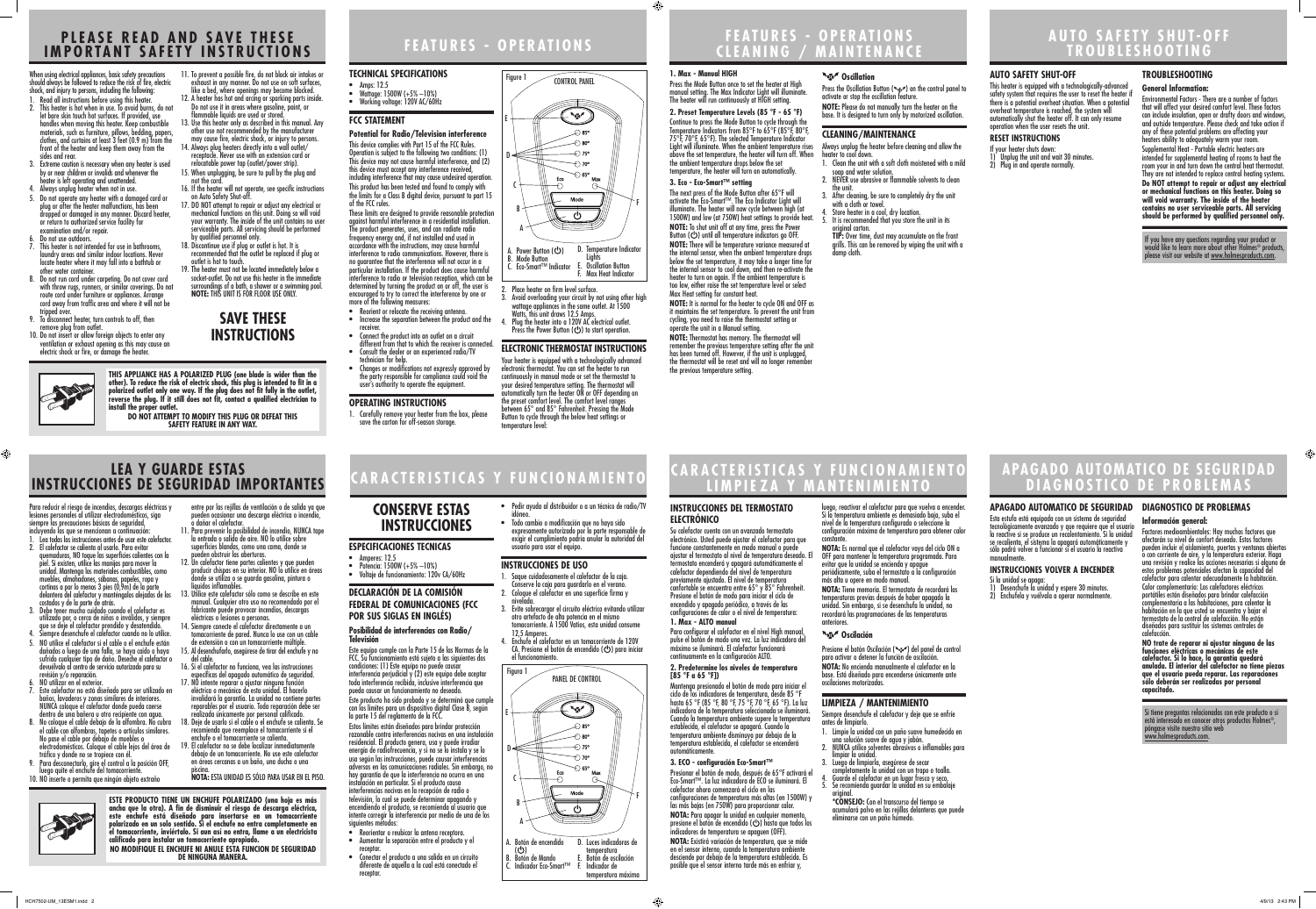# PLEASE READ AND SAVE THESE IMPORTANT SAFETY INSTRUCTIONS

When using electrical appliances, basic safety precautions should always be followed to reduce the risk of fire, electric shock, and injury to persons, including the following:

1. Read all instructions before using this heater.
2. This heater is hot when in use. To avoid burns, do not let bare skin touch hot surfaces. If provided, use handles when moving this heater. Keep combustible materials, such as furniture, pillows, bedding, papers, clothes, and curtains at least 3 feet (0.9 m) from the front of the heater and keep them away from the sides and rear.
3. Extreme caution is necessary when any heater is used by or near children or invalids and whenever the heater is left operating and unattended.
4. Always unplug heater when not in use.
5. Do not operate any heater with a damaged cord or plug or after the heater malfunctions, has been dropped or damaged in any manner. Discard heater, or return to authorized service facility for examination and/or repair.
6. Do not use outdoors.
7. This heater is not intended for use in bathrooms, laundry areas and similar indoor locations. Never locate heater where it may fall into a bathtub or other water container.
8. Do not run cord under carpeting. Do not cover cord with throw rugs, runners, or similar coverings. Do not route cord under furniture or appliances. Arrange cord away from traffic area and where it will not be tripped over.
9. To disconnect heater, turn controls to off, then remove plug from outlet.
10. Do not insert or allow foreign objects to enter any ventilation or exhaust opening as this may cause an electric shock or fire, or damage the heater.
11. To prevent a possible fire, do not block air intakes or exhaust in any manner. Do not use on soft surfaces, like a bed, where openings may become blocked.
12. A heater has hot and arcing or sparking parts inside. Do not use it in areas where gasoline, paint, or flammable liquids are used or stored.
13. Use this heater only as described in this manual. Any other use not recommended by the manufacturer may cause fire, electric shock, or injury to persons.
14. Always plug heaters directly into a wall outlet/receptacle. Never use with an extension cord or relocatable power tap (outlet/power strip).
15. When unplugging, be sure to pull by the plug and not the cord.
16. If the heater will not operate, see specific instructions on Auto Safety Shut-off.
17. DO NOT attempt to repair or adjust any electrical or mechanical functions on this unit. Doing so will void your warranty. The inside of the unit contains no user serviceable parts. All servicing should be performed by qualified personnel only.
18. Discontinue use if plug or outlet is hot. It is recommended that the outlet be replaced if plug or outlet is hot to touch.
19. The heater must not be located immediately below a socket-outlet. Do not use this heater in the immediate surroundings of a bath, a shower or a swimming pool. **NOTE:** THIS UNIT IS FOR FLOOR USE ONLY.

## SAVE THESE INSTRUCTIONS

**THIS APPLIANCE HAS A POLARIZED PLUG (one blade is wider than the other). To reduce the risk of electric shock, this plug is intended to fit in a polarized outlet only one way. If the plug does not fit fully in the outlet, reverse the plug. If it still does not fit, contact a qualified electrician to install the proper outlet.**

**DO NOT ATTEMPT TO MODIFY THIS PLUG OR DEFEAT THIS SAFETY FEATURE IN ANY WAY.**

# FEATURES - OPERATIONS

## TECHNICAL SPECIFICATIONS

- Amps: 12.5
- Wattage: 1500W (+5% –10%)
- Working voltage: 120V AC/60Hz

## FCC STATEMENT

### Potential for Radio/Television interference

This device complies with Part 15 of the FCC Rules. Operation is subject to the following two conditions: (1) This device may not cause harmful interference, and (2) this device must accept any interference received, including interference that may cause undesired operation. This product has been tested and found to comply with the limits for a Class B digital device, pursuant to part 15 of the FCC rules.

These limits are designed to provide reasonable protection against harmful interference in a residential installation. The product generates, uses, and can radiate radio frequency energy and, if not installed and used in accordance with the instructions, may cause harmful interference to radio communications. However, there is no guarantee that the interference will not occur in a particular installation. If the product does cause harmful interference to radio or television reception, which can be determined by turning the product on or off, the user is encouraged to try to correct the interference by one or more of the following measures:

- Reorient or relocate the receiving antenna.
- Increase the separation between the product and the receiver.
- Connect the product into an outlet on a circuit different from that to which the receiver is connected.
- Consult the dealer or an experienced radio/TV technician for help.
- Changes or modifications not expressly approved by the party responsible for compliance could void the user's authority to operate the equipment.

## OPERATING INSTRUCTIONS

1. Carefully remove your heater from the box, please save the carton for off-season storage.

Figure 1

CONTROL PANEL

85° 80° 75° 70° 65° Eco Max Mode

A. Power Button (⏻)
B. Mode Button
C. Eco-Smart™ Indicator
D. Temperature Indicator Lights
E. Oscillation Button
F. Max Heat Indicator

2. Place heater on firm level surface.
3. Avoid overloading your circuit by not using other high wattage appliances in the same outlet. At 1500 Watts, this unit draws 12.5 Amps.
4. Plug the heater into a 120V AC electrical outlet. Press the Power Button (⏻) to start operation.

## ELECTRONIC THERMOSTAT INSTRUCTIONS

Your heater is equipped with a technologically advanced electronic thermostat. You can set the heater to run continuously in manual mode or set the thermostat to your desired temperature setting. The thermostat will automatically turn the heater ON or OFF depending on the preset comfort level. The comfort level ranges between 65° and 85° Fahrenheit. Pressing the Mode Button to cycle through the below heat settings or temperature level:

# FEATURES - OPERATIONS CLEANING / MAINTENANCE

### 1. Max - Manual HIGH

Press the Mode Button once to set the heater at High manual setting. The Max Indicator Light will illuminate. The heater will run continuously at HIGH setting.

### 2. Preset Temperature Levels (85 °F - 65 °F)

Continue to press the Mode Button to cycle through the Temperature Indicators from 85°F to 65°F (85°F, 80°F, 75°F, 70°F, 65°F). The selected Temperature Indicator Light will illuminate. When the ambient temperature rises above the set temperature, the heater will turn off. When the ambient temperature drops below the set temperature, the heater will turn on automatically.

### 3. Eco - Eco-Smart™ setting

The next press of the Mode Button after 65°F will activate the Eco-Smart™. The Eco Indicator Light will illuminate. The heater will now cycle between high (at 1500W) and low (at 750W) heat settings to provide heat.

**NOTE:** To shut unit off at any time, press the Power Button (⏻) until all temperature indicators go OFF.

**NOTE:** There will be temperature variance measured at the internal sensor, when the ambient temperature drops below the set temperature, it may take a longer time for the internal sensor to cool down, and then re-activate the heater to turn on again. If the ambient temperature is too low, either raise the set temperature level or select Max Heat setting for constant heat.

**NOTE:** It is normal for the heater to cycle ON and OFF as it maintains the set temperature. To prevent the unit from cycling, you need to raise the thermostat setting or operate the unit in a Manual setting.

**NOTE:** Thermostat has memory. The thermostat will remember the previous temperature setting after the unit has been turned off. However, if the unit is unplugged, the thermostat will be reset and will no longer remember the previous temperature setting.

### Oscillation

Press the Oscillation Button on the control panel to activate or stop the oscillation feature.

**NOTE:** Please do not manually turn the heater on the base. It is designed to turn only by motorized oscillation.

## CLEANING/MAINTENANCE

Always unplug the heater before cleaning and allow the heater to cool down.

1. Clean the unit with a soft cloth moistened with a mild soap and water solution.
2. NEVER use abrasive or flammable solvents to clean the unit.
3. After cleaning, be sure to completely dry the unit with a cloth or towel.
4. Store heater in a cool, dry location.
5. It is recommended that you store the unit in its original carton.

**TIP:** Over time, dust may accumulate on the front grills. This can be removed by wiping the unit with a damp cloth.

# AUTO SAFETY SHUT-OFF TROUBLESHOOTING

## AUTO SAFETY SHUT-OFF

This heater is equipped with a technologically-advanced safety system that requires the user to reset the heater if there is a potential overheat situation. When a potential overheat temperature is reached, the system will automatically shut the heater off. It can only resume operation when the user resets the unit.

## RESET INSTRUCTIONS

If your heater shuts down:

1) Unplug the unit and wait 30 minutes.
2) Plug in and operate normally.

## TROUBLESHOOTING

### General Information:

Environmental Factors - There are a number of factors that will effect your desired comfort level. These factors can include insulation, open or drafty doors and windows, and outside temperature. Please check and take action if any of these potential problems are affecting your heaters ability to adequately warm your room.

Supplemental Heat - Portable electric heaters are intended for supplemental heating of rooms to heat the room your in and turn down the central heat thermostat. They are not intended to replace central heating systems.

**Do NOT attempt to repair or adjust any electrical or mechanical functions on this heater. Doing so will void warranty. The inside of the heater contains no user serviceable parts. All servicing should be performed by qualified personnel only.**

If you have any questions regarding your product or would like to learn more about other Holmes® products, please visit our website at www.holmesproducts.com.

# LEA Y GUARDE ESTAS INSTRUCCIONES DE SEGURIDAD IMPORTANTES

Para reducir el riesgo de incendios, descargas eléctricas y lesiones personales al utilizar electrodomésticos, siga siempre las precauciones básicas de seguridad, incluyendo las que se mencionan a continuación:

1. Lea todas las instrucciones antes de usar este calefactor.
2. El calefactor se calienta al usarlo. Para evitar quemaduras, NO toque las superficies calientes con la piel. Si existen, utilice las manijas para mover la unidad. Mantenga los materiales combustibles, como muebles, almohadones, sábanas, papeles, ropa y cortinas a por lo menos 3 pies (0,9m) de la parte delantera del calefactor y manténgalos alejados de los costados y de la parte de atrás.
3. Debe tener mucho cuidado cuando el calefactor es utilizado por, o cerca de niños o inválidos, y siempre que se deje el calefactor prendido y desatendido.
4. Siempre desenchufe el calefactor cuando no lo utilice.
5. NO utilice el calefactor si el cable o el enchufe están dañados o luego de una falla, se haya caído o haya sufrido cualquier tipo de daño. Deseche el calefactor o devuélvalo al centro de servicio autorizado para su revisión y/o reparación.
6. NO utilizar en el exterior.
7. Este calefactor no está diseñado para ser utilizado en baños, lavaderos y zonas similares de interiores. NUNCA coloque el calefactor donde pueda caerse dentro de una bañera u otro recipiente con agua.
8. No coloque el cable debajo de la alfombra. No cubra el cable con alfombras, tapetes o artículos similares. No pase el cable por debajo de muebles o electrodomésticos. Coloque el cable lejos del área de tráfico y donde no se tropiece con él.
9. Para desconectarlo, gire el control a la posición OFF, luego quite el enchufe del tomacorriente.
10. NO inserte o permita que ningún objeto extraño entre por las rejillas de ventilación o de salida ya que pueden ocasionar una descarga eléctrica o incendio, o dañar el calefactor.
11. Para prevenir la posibilidad de incendio, NUNCA tape la entrada o salida de aire. NO lo utilice sobre superficies blandas, como una cama, donde se pueden obstruir las aberturas.
12. Un calefactor tiene partes calientes y que pueden producir chispas en su interior. NO lo utilice en áreas donde se utilice o se guarda gasolina, pintura o líquidos inflamables.
13. Utilice este calefactor sólo como se describe en este manual. Cualquier otro uso no recomendado por el fabricante puede provocar incendios, descargas eléctricas o lesiones a personas.
14. Siempre conecte el calefactor directamente a un tomacorriente de pared. Nunca lo use con un cable de extensión o con un tomacorriente múltiple.
15. Al desenchufarlo, asegúrese de tirar del enchufe y no del cable.
16. Si el calefactor no funciona, vea las instrucciones específicas del apagado automático de seguridad.
17. NO intente reparar o ajustar ninguna función eléctrica o mecánica de esta unidad. El hacerlo invalidará la garantía. La unidad no contiene partes reparables por el usuario. Toda reparación debe ser realizada únicamente por personal calificado.
18. Deje de usarlo si el cable o el enchufe se calienta. Se recomienda que reemplace el tomacorriente si el enchufe o el tomacorriente se calienta.
19. El calefactor no se debe localizar inmediatamente debajo de un tomacorriente. No use este calefactor en áreas cercanas a un baño, una ducha o una piscina.
**NOTA:** ESTA UNIDAD ES SÓLO PARA USAR EN EL PISO.

**ESTE PRODUCTO TIENE UN ENCHUFE POLARIZADO (una hoja es más ancha que la otra). A fin de disminuir el riesgo de descarga eléctrica, este enchufe está diseñado para insertarse en un tomacorriente polarizado en un solo sentido. Si el enchufe no entra completamente en el tomacorriente, inviértalo. Si aun así no entra, llame a un electricista calificado para instalar un tomacorriente apropiado.**

**NO MODIFIQUE EL ENCHUFE NI ANULE ESTA FUNCION DE SEGURIDAD DE NINGUNA MANERA.**

# CARACTERISTICAS Y FUNCIONAMIENTO

## CONSERVE ESTAS INSTRUCCIONES

## ESPECIFICACIONES TECNICAS

- Amperes: 12.5
- Potencia: 1500W (+5% –10%)
- Voltaje de funcionamiento: 120v CA/60Hz

## DECLARACIÓN DE LA COMISIÓN FEDERAL DE COMUNICACIONES (FCC POR SUS SIGLAS EN INGLÉS)

### Posibilidad de interferencias con Radio/Televisión

Este equipo cumple con la Parte 15 de las Normas de la FCC. Su funcionamiento está sujeto a las siguientes dos condiciones: (1) Este equipo no puede causar interferencia perjudicial y (2) este equipo debe aceptar toda interferencia recibida, inclusive interferencia que pueda causar un funcionamiento no deseado.

Este producto ha sido probado y se determinó que cumple con los límites para un dispositivo digital Clase B, según la parte 15 del reglamento de la FCC.

Estos límites están diseñados para brindar protección razonable contra interferencias nocivas en una instalación residencial. El producto genera, usa y puede irradiar energía de radiofrecuencia, y si no se la instala y se lo usa según las instrucciones, puede causar interferencias adversas en las comunicaciones radiales. Sin embargo, no hay garantía de que la interferencia no ocurra en una instalación en particular. Si el producto causa interferencias nocivas en la recepción de radio o televisión, lo cual se puede determinar apagando y encendiendo el producto, se recomienda al usuario que intente corregir la interferencia por medio de una de los siguientes métodos:

- Reoriente o reubicar la antena receptora.
- Aumentar la separación entre el producto y el receptor.
- Conectar el producto a una salida en un circuito diferente de aquella a la cual está conectado el receptor.
- Pedir ayuda al distribuidor o a un técnico de radio/TV idóneo.
- Todo cambio o modificación que no haya sido expresamente autorizado por la parte responsable de exigir el cumplimiento podría anular la autoridad del usuario para usar el equipo.

## INSTRUCCIONES DE USO

1. Saque cuidadosamente el calefactor de la caja. Conserve la caja para guardarlo en el verano.
2. Coloque el calefactor en una superficie firma y nivelada.
3. Evite sobrecargar el circuito eléctrica evitando utilizar otro artefacto de alta potencia en el mismo tomacorriente. A 1500 Vatios, esta unidad consume 12,5 Amperes.
4. Enchufe el calefactor en un tomacorriente de 120V CA. Presione el botón de encendido (⏻) para iniciar el funcionamiento.

Figura 1

PANEL DE CONTROL

85° 80° 75° 70° 65° Eco Max Mode

A. Botón de encendido (⏻)
B. Botón de Mando
C. Indicador Eco-Smart™
D. Luces indicadoras de temperatura
E. Botón de oscilación
F. Indicador de temperatura máxima

# CARACTERISTICAS Y FUNCIONAMIENTO LIMPIEZA Y MANTENIMIENTO

## INSTRUCCIONES DEL TERMOSTATO ELECTRÓNICO

Su calefactor cuenta con un avanzado termostato electrónico. Usted puede ajustar el calefactor para que funcione constantemente en modo manual o puede ajustar el termostato al nivel de temperatura deseado. El termostato encenderá y apagará automáticamente el calefactor dependiendo del nivel de temperatura previamente ajustado. El nivel de temperatura confortable se encuentra entre 65° y 85° Fahrenheit. Presione el botón de modo para iniciar el ciclo de encendido y apagado periódico, a través de las configuraciones de calor o el nivel de temperatura:

### 1. Max - ALTO manual

Para configurar el calefactor en el nivel High manual, pulse el botón de modo una vez. La luz indicadora del máximo se iluminará. El calefactor funcionará continuamente en la configuración ALTO.

### 2. Predetermine los niveles de temperatura [85 °F a 65 °F])

Mantenga presionado el botón de modo para iniciar el ciclo de los indicadores de temperatura, desde 85 °F hasta 65 °F (85 °F, 80 °F, 75 °F, 70 °F, 65 °F). La luz indicadora de la temperatura seleccionada se iluminará. Cuando la temperatura ambiente supere la temperatura establecida, el calefactor se apagará. Cuando la temperatura ambiente disminuya por debajo de la temperatura establecida, el calefactor se encenderá automáticamente.

### 3. ECO - configuración Eco-Smart™

Presionar el botón de modo, después de 65°F activará el Eco-Smart™. La luz indicadora de ECO se iluminará. El calefactor ahora comenzará el ciclo en las configuraciones de temperatura más altas (en 1500W) y las más bajas (en 750W) para proporcionar calor.

**NOTA:** Para apagar la unidad en cualquier momento, presione el botón de encendido (⏻) hasta que todos los indicadores de temperatura se apaguen (OFF).

**NOTA:** Existirá variación de temperatura, que se mide en el sensor interno, cuando la temperatura ambiente desciende por debajo de la temperatura establecida. Es posible que el sensor interno tarde más en enfriar y, luego, reactivar el calefactor para que vuelva a encender. Si la temperatura ambiente es demasiado baja, suba el nivel de la temperatura configurada o seleccione la configuración máxima de temperatura para obtener calor constante.

**NOTA:** Es normal que el calefactor vaya del ciclo ON a OFF para mantener la temperatura programada. Para evitar que la unidad se encienda y apague periódicamente, suba el termostato a la configuración más alta u opere en modo manual.

**NOTA:** Tiene memoria. El termostato de recordará las temperaturas previas después de haber apagado la unidad. Sin embargo, si se desenchufa la unidad, no recordará las programaciones de las temperaturas anteriores.

### Oscilación

Presione el botón Oscilación del panel de control para activar o detener la función de oscilación.

**NOTA:** No encienda manualmente el calefactor en la base. Está diseñado para encenderse únicamente ante oscilaciones motorizadas.

## LIMPIEZA / MANTENIMIENTO

Siempre desenchufe el calefactor y deje que se enfríe antes de limpiarlo.

1. Limpie la unidad con un paño suave humedecido en una solución suave de agua y jabón.
2. NUNCA utilice solventes abrasivos o inflamables para limpiar la unidad.
3. Luego de limpiarla, asegúrese de secar completamente la unidad con un trapo o toalla.
4. Guarde el calefactor en un lugar fresco y seco.
5. Se recomienda guardar la unidad en su embalaje original.

**\*CONSEJO:** Con el transcurso del tiempo se acumulará polvo en las rejillas delanteras que puede eliminarse con un paño húmedo.

# APAGADO AUTOMATICO DE SEGURIDAD DIAGNOSTICO DE PROBLEMAS

## APAGADO AUTOMATICO DE SEGURIDAD

Esta estufa está equipada con un sistema de seguridad tecnológicamente avanzado y que requiere que el usuario la reactive si se produce un recalentamiento. Si la unidad se recalienta, el sistema la apagará automáticamente y sólo podrá volver a funcionar si el usuario la reactiva manualmente.

## INSTRUCCIONES VOLVER A ENCENDER

Si la unidad se apaga:

1) Desenchufe la unidad y espere 30 minutos.
2) Enchufela y vuélvala a operar normalmente.

## DIAGNOSTICO DE PROBLEMAS

### Información general:

Factores medioambientales: Hay muchos factores que afectarán su nivel de confort deseado. Estos factores pueden incluir el aislamiento, puertas y ventanas abiertas o con corriente de aire, y la temperatura exterior. Haga una revisión y realice las acciones necesarias si alguno de estos problemas potenciales afectan la capacidad del calefactor para calentar adecuadamente la habitación.

Calor complementario: Los calefactores eléctricos portátiles están diseñados para brindar calefacción complementaria a las habitaciones, para calentar la habitación en la que usted se encuentra y bajar el termostato de la central de calefacción. No están diseñados para sustituir los sistemas centrales de calefacción.

**NO trate de reparar ni ajustar ninguna de las funciones eléctricas o mecánicas de este calefactor. Si lo hace, la garantía quedará anulada. El interior del calefactor no tiene piezas que el usuario pueda reparar. Las reparaciones sólo deberán ser realizadas por personal capacitado.**

Si tiene preguntas relacionadas con este producto o si está interesado en conocer otros productos Holmes®, póngase visite nuestro sitio web www.holmesproducts.com.